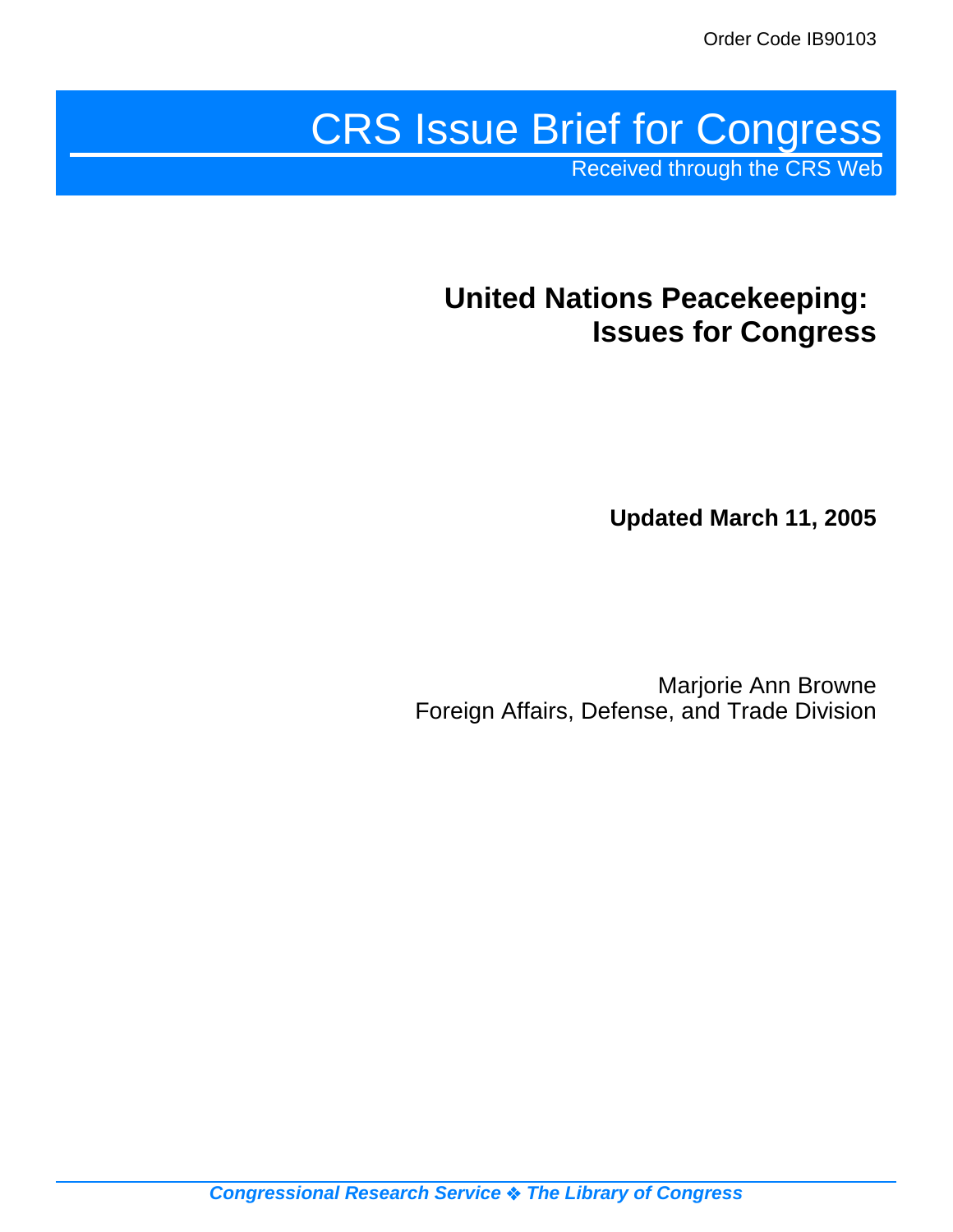Order Code IB90103

# CRS Issue Brief for Congress

Received through the CRS Web

## United Nations Peacekeeping: Issues for Congress

**Updated March 11, 2005**

Marjorie Ann Browne
Foreign Affairs, Defense, and Trade Division

*Congressional Research Service ❖ The Library of Congress*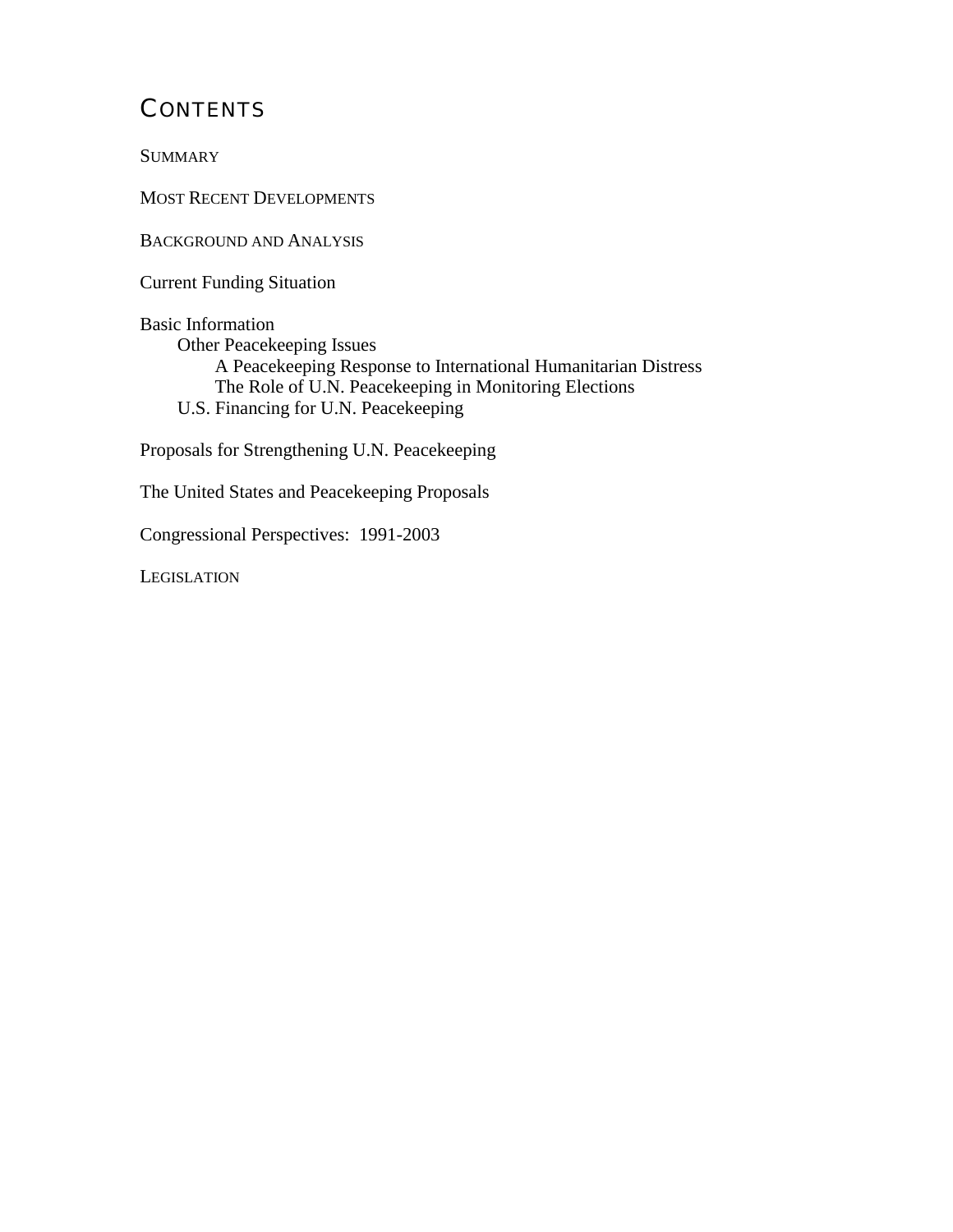## CONTENTS

SUMMARY

MOST RECENT DEVELOPMENTS

BACKGROUND AND ANALYSIS

Current Funding Situation

Basic Information
- Other Peacekeeping Issues
  - A Peacekeeping Response to International Humanitarian Distress
  - The Role of U.N. Peacekeeping in Monitoring Elections
- U.S. Financing for U.N. Peacekeeping

Proposals for Strengthening U.N. Peacekeeping

The United States and Peacekeeping Proposals

Congressional Perspectives: 1991-2003

LEGISLATION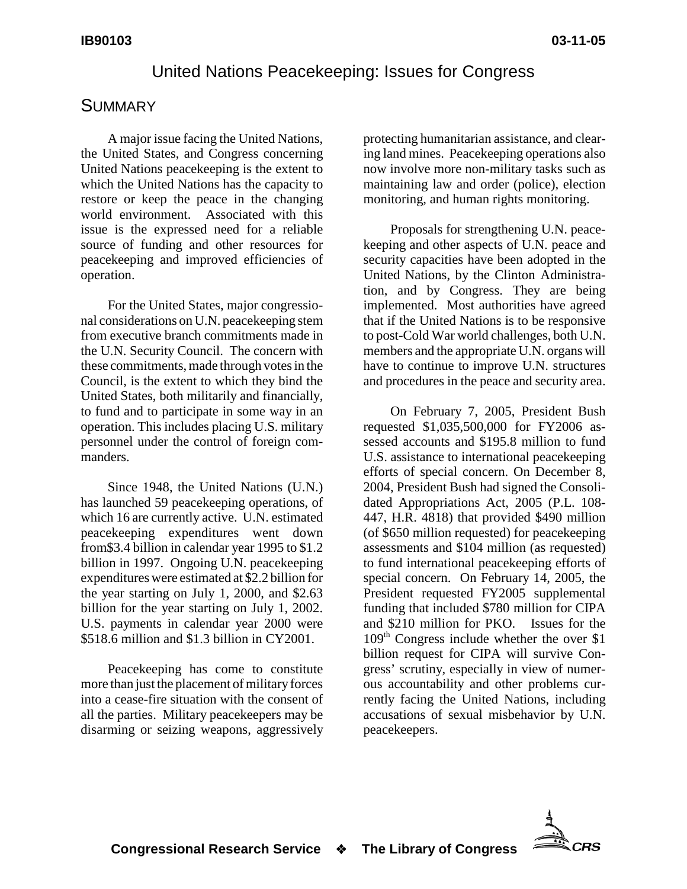# United Nations Peacekeeping: Issues for Congress

## Summary

A major issue facing the United Nations, the United States, and Congress concerning United Nations peacekeeping is the extent to which the United Nations has the capacity to restore or keep the peace in the changing world environment. Associated with this issue is the expressed need for a reliable source of funding and other resources for peacekeeping and improved efficiencies of operation.

For the United States, major congressional considerations on U.N. peacekeeping stem from executive branch commitments made in the U.N. Security Council. The concern with these commitments, made through votes in the Council, is the extent to which they bind the United States, both militarily and financially, to fund and to participate in some way in an operation. This includes placing U.S. military personnel under the control of foreign commanders.

Since 1948, the United Nations (U.N.) has launched 59 peacekeeping operations, of which 16 are currently active. U.N. estimated peacekeeping expenditures went down from$3.4 billion in calendar year 1995 to $1.2 billion in 1997. Ongoing U.N. peacekeeping expenditures were estimated at $2.2 billion for the year starting on July 1, 2000, and $2.63 billion for the year starting on July 1, 2002. U.S. payments in calendar year 2000 were $518.6 million and $1.3 billion in CY2001.

Peacekeeping has come to constitute more than just the placement of military forces into a cease-fire situation with the consent of all the parties. Military peacekeepers may be disarming or seizing weapons, aggressively protecting humanitarian assistance, and clearing land mines. Peacekeeping operations also now involve more non-military tasks such as maintaining law and order (police), election monitoring, and human rights monitoring.

Proposals for strengthening U.N. peacekeeping and other aspects of U.N. peace and security capacities have been adopted in the United Nations, by the Clinton Administration, and by Congress. They are being implemented. Most authorities have agreed that if the United Nations is to be responsive to post-Cold War world challenges, both U.N. members and the appropriate U.N. organs will have to continue to improve U.N. structures and procedures in the peace and security area.

On February 7, 2005, President Bush requested $1,035,500,000 for FY2006 assessed accounts and $195.8 million to fund U.S. assistance to international peacekeeping efforts of special concern. On December 8, 2004, President Bush had signed the Consolidated Appropriations Act, 2005 (P.L. 108-447, H.R. 4818) that provided $490 million (of $650 million requested) for peacekeeping assessments and $104 million (as requested) to fund international peacekeeping efforts of special concern. On February 14, 2005, the President requested FY2005 supplemental funding that included $780 million for CIPA and $210 million for PKO. Issues for the 109th Congress include whether the over $1 billion request for CIPA will survive Congress' scrutiny, especially in view of numerous accountability and other problems currently facing the United Nations, including accusations of sexual misbehavior by U.N. peacekeepers.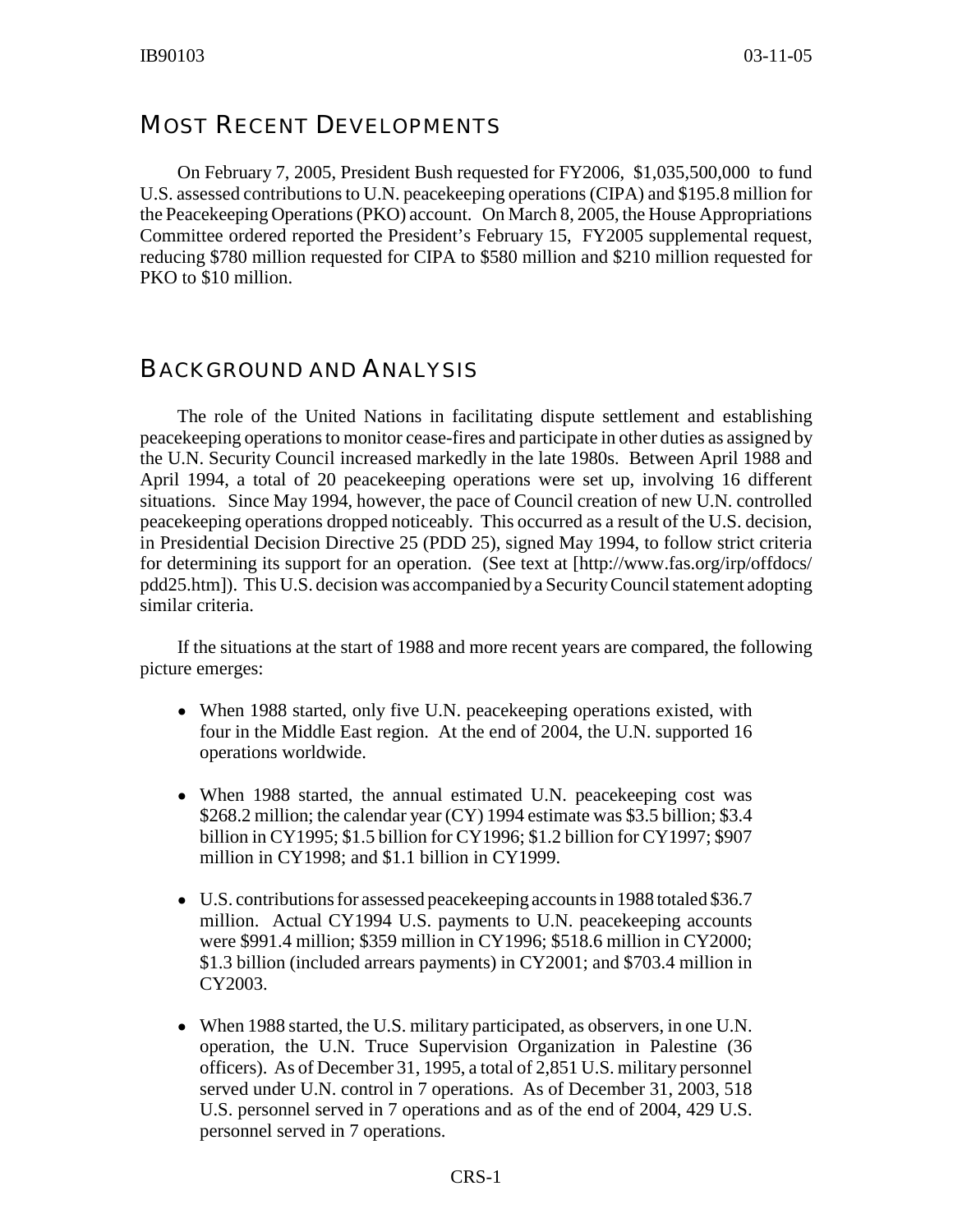## MOST RECENT DEVELOPMENTS

On February 7, 2005, President Bush requested for FY2006, $1,035,500,000 to fund U.S. assessed contributions to U.N. peacekeeping operations (CIPA) and $195.8 million for the Peacekeeping Operations (PKO) account. On March 8, 2005, the House Appropriations Committee ordered reported the President's February 15, FY2005 supplemental request, reducing $780 million requested for CIPA to $580 million and $210 million requested for PKO to $10 million.

## BACKGROUND AND ANALYSIS

The role of the United Nations in facilitating dispute settlement and establishing peacekeeping operations to monitor cease-fires and participate in other duties as assigned by the U.N. Security Council increased markedly in the late 1980s. Between April 1988 and April 1994, a total of 20 peacekeeping operations were set up, involving 16 different situations. Since May 1994, however, the pace of Council creation of new U.N. controlled peacekeeping operations dropped noticeably. This occurred as a result of the U.S. decision, in Presidential Decision Directive 25 (PDD 25), signed May 1994, to follow strict criteria for determining its support for an operation. (See text at [http://www.fas.org/irp/offdocs/pdd25.htm]). This U.S. decision was accompanied by a Security Council statement adopting similar criteria.

If the situations at the start of 1988 and more recent years are compared, the following picture emerges:

- When 1988 started, only five U.N. peacekeeping operations existed, with four in the Middle East region. At the end of 2004, the U.N. supported 16 operations worldwide.
- When 1988 started, the annual estimated U.N. peacekeeping cost was $268.2 million; the calendar year (CY) 1994 estimate was $3.5 billion; $3.4 billion in CY1995; $1.5 billion for CY1996; $1.2 billion for CY1997; $907 million in CY1998; and $1.1 billion in CY1999.
- U.S. contributions for assessed peacekeeping accounts in 1988 totaled $36.7 million. Actual CY1994 U.S. payments to U.N. peacekeeping accounts were $991.4 million; $359 million in CY1996; $518.6 million in CY2000; $1.3 billion (included arrears payments) in CY2001; and $703.4 million in CY2003.
- When 1988 started, the U.S. military participated, as observers, in one U.N. operation, the U.N. Truce Supervision Organization in Palestine (36 officers). As of December 31, 1995, a total of 2,851 U.S. military personnel served under U.N. control in 7 operations. As of December 31, 2003, 518 U.S. personnel served in 7 operations and as of the end of 2004, 429 U.S. personnel served in 7 operations.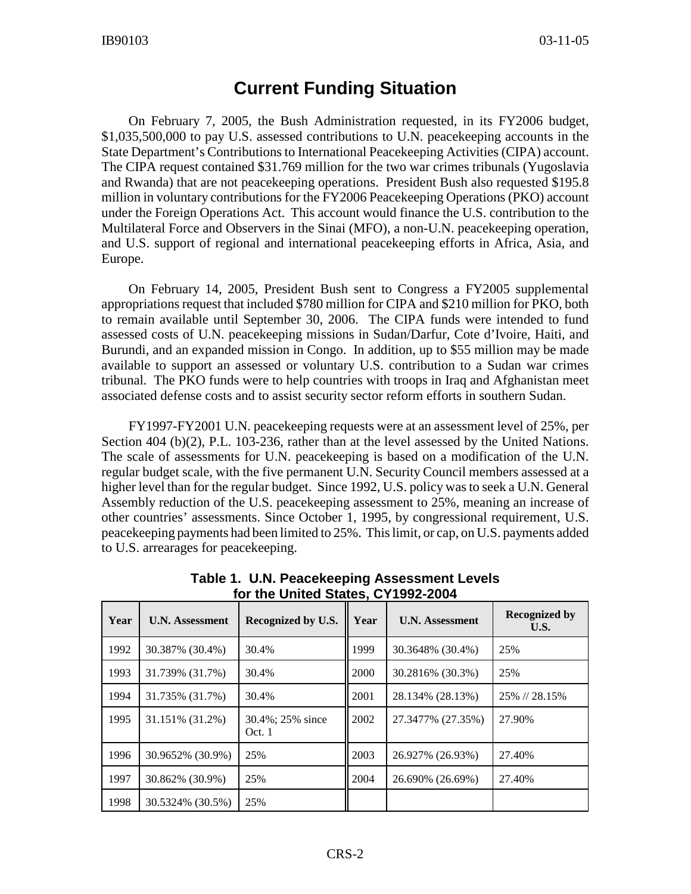# Current Funding Situation

On February 7, 2005, the Bush Administration requested, in its FY2006 budget, \$1,035,500,000 to pay U.S. assessed contributions to U.N. peacekeeping accounts in the State Department's Contributions to International Peacekeeping Activities (CIPA) account. The CIPA request contained \$31.769 million for the two war crimes tribunals (Yugoslavia and Rwanda) that are not peacekeeping operations. President Bush also requested \$195.8 million in voluntary contributions for the FY2006 Peacekeeping Operations (PKO) account under the Foreign Operations Act. This account would finance the U.S. contribution to the Multilateral Force and Observers in the Sinai (MFO), a non-U.N. peacekeeping operation, and U.S. support of regional and international peacekeeping efforts in Africa, Asia, and Europe.

On February 14, 2005, President Bush sent to Congress a FY2005 supplemental appropriations request that included \$780 million for CIPA and \$210 million for PKO, both to remain available until September 30, 2006. The CIPA funds were intended to fund assessed costs of U.N. peacekeeping missions in Sudan/Darfur, Cote d'Ivoire, Haiti, and Burundi, and an expanded mission in Congo. In addition, up to \$55 million may be made available to support an assessed or voluntary U.S. contribution to a Sudan war crimes tribunal. The PKO funds were to help countries with troops in Iraq and Afghanistan meet associated defense costs and to assist security sector reform efforts in southern Sudan.

FY1997-FY2001 U.N. peacekeeping requests were at an assessment level of 25%, per Section 404 (b)(2), P.L. 103-236, rather than at the level assessed by the United Nations. The scale of assessments for U.N. peacekeeping is based on a modification of the U.N. regular budget scale, with the five permanent U.N. Security Council members assessed at a higher level than for the regular budget. Since 1992, U.S. policy was to seek a U.N. General Assembly reduction of the U.S. peacekeeping assessment to 25%, meaning an increase of other countries' assessments. Since October 1, 1995, by congressional requirement, U.S. peacekeeping payments had been limited to 25%. This limit, or cap, on U.S. payments added to U.S. arrearages for peacekeeping.

**Table 1. U.N. Peacekeeping Assessment Levels for the United States, CY1992-2004**

| Year | U.N. Assessment | Recognized by U.S. | Year | U.N. Assessment | Recognized by U.S. |
|---|---|---|---|---|---|
| 1992 | 30.387% (30.4%) | 30.4% | 1999 | 30.3648% (30.4%) | 25% |
| 1993 | 31.739% (31.7%) | 30.4% | 2000 | 30.2816% (30.3%) | 25% |
| 1994 | 31.735% (31.7%) | 30.4% | 2001 | 28.134% (28.13%) | 25% // 28.15% |
| 1995 | 31.151% (31.2%) | 30.4%; 25% since Oct. 1 | 2002 | 27.3477% (27.35%) | 27.90% |
| 1996 | 30.9652% (30.9%) | 25% | 2003 | 26.927% (26.93%) | 27.40% |
| 1997 | 30.862% (30.9%) | 25% | 2004 | 26.690% (26.69%) | 27.40% |
| 1998 | 30.5324% (30.5%) | 25% | | | |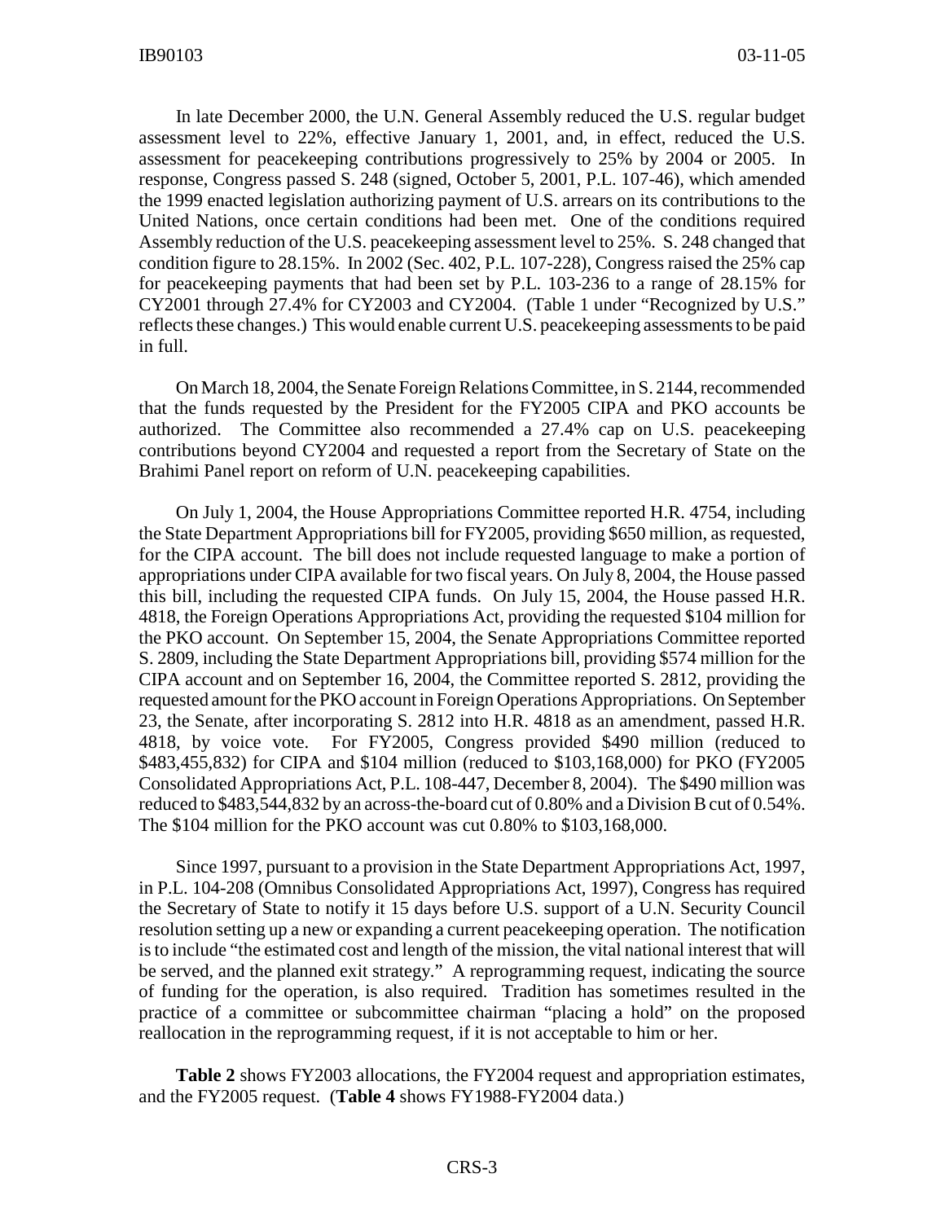In late December 2000, the U.N. General Assembly reduced the U.S. regular budget assessment level to 22%, effective January 1, 2001, and, in effect, reduced the U.S. assessment for peacekeeping contributions progressively to 25% by 2004 or 2005. In response, Congress passed S. 248 (signed, October 5, 2001, P.L. 107-46), which amended the 1999 enacted legislation authorizing payment of U.S. arrears on its contributions to the United Nations, once certain conditions had been met. One of the conditions required Assembly reduction of the U.S. peacekeeping assessment level to 25%. S. 248 changed that condition figure to 28.15%. In 2002 (Sec. 402, P.L. 107-228), Congress raised the 25% cap for peacekeeping payments that had been set by P.L. 103-236 to a range of 28.15% for CY2001 through 27.4% for CY2003 and CY2004. (Table 1 under "Recognized by U.S." reflects these changes.) This would enable current U.S. peacekeeping assessments to be paid in full.

On March 18, 2004, the Senate Foreign Relations Committee, in S. 2144, recommended that the funds requested by the President for the FY2005 CIPA and PKO accounts be authorized. The Committee also recommended a 27.4% cap on U.S. peacekeeping contributions beyond CY2004 and requested a report from the Secretary of State on the Brahimi Panel report on reform of U.N. peacekeeping capabilities.

On July 1, 2004, the House Appropriations Committee reported H.R. 4754, including the State Department Appropriations bill for FY2005, providing $650 million, as requested, for the CIPA account. The bill does not include requested language to make a portion of appropriations under CIPA available for two fiscal years. On July 8, 2004, the House passed this bill, including the requested CIPA funds. On July 15, 2004, the House passed H.R. 4818, the Foreign Operations Appropriations Act, providing the requested $104 million for the PKO account. On September 15, 2004, the Senate Appropriations Committee reported S. 2809, including the State Department Appropriations bill, providing $574 million for the CIPA account and on September 16, 2004, the Committee reported S. 2812, providing the requested amount for the PKO account in Foreign Operations Appropriations. On September 23, the Senate, after incorporating S. 2812 into H.R. 4818 as an amendment, passed H.R. 4818, by voice vote. For FY2005, Congress provided $490 million (reduced to $483,455,832) for CIPA and $104 million (reduced to $103,168,000) for PKO (FY2005 Consolidated Appropriations Act, P.L. 108-447, December 8, 2004). The $490 million was reduced to $483,544,832 by an across-the-board cut of 0.80% and a Division B cut of 0.54%. The $104 million for the PKO account was cut 0.80% to $103,168,000.

Since 1997, pursuant to a provision in the State Department Appropriations Act, 1997, in P.L. 104-208 (Omnibus Consolidated Appropriations Act, 1997), Congress has required the Secretary of State to notify it 15 days before U.S. support of a U.N. Security Council resolution setting up a new or expanding a current peacekeeping operation. The notification is to include "the estimated cost and length of the mission, the vital national interest that will be served, and the planned exit strategy." A reprogramming request, indicating the source of funding for the operation, is also required. Tradition has sometimes resulted in the practice of a committee or subcommittee chairman "placing a hold" on the proposed reallocation in the reprogramming request, if it is not acceptable to him or her.

**Table 2** shows FY2003 allocations, the FY2004 request and appropriation estimates, and the FY2005 request. (**Table 4** shows FY1988-FY2004 data.)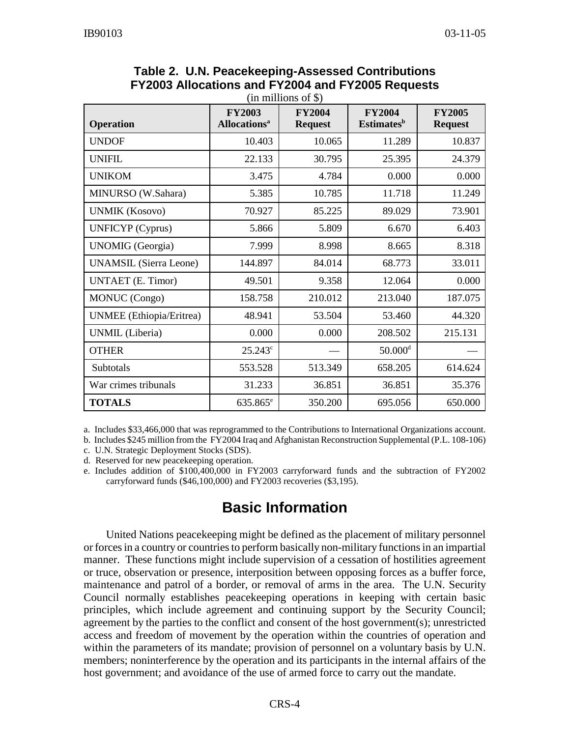**Table 2. U.N. Peacekeeping-Assessed Contributions FY2003 Allocations and FY2004 and FY2005 Requests**

(in millions of $)

| Operation | FY2003 Allocations[a] | FY2004 Request | FY2004 Estimates[b] | FY2005 Request |
|---|---|---|---|---|
| UNDOF | 10.403 | 10.065 | 11.289 | 10.837 |
| UNIFIL | 22.133 | 30.795 | 25.395 | 24.379 |
| UNIKOM | 3.475 | 4.784 | 0.000 | 0.000 |
| MINURSO (W.Sahara) | 5.385 | 10.785 | 11.718 | 11.249 |
| UNMIK (Kosovo) | 70.927 | 85.225 | 89.029 | 73.901 |
| UNFICYP (Cyprus) | 5.866 | 5.809 | 6.670 | 6.403 |
| UNOMIG (Georgia) | 7.999 | 8.998 | 8.665 | 8.318 |
| UNAMSIL (Sierra Leone) | 144.897 | 84.014 | 68.773 | 33.011 |
| UNTAET (E. Timor) | 49.501 | 9.358 | 12.064 | 0.000 |
| MONUC (Congo) | 158.758 | 210.012 | 213.040 | 187.075 |
| UNMEE (Ethiopia/Eritrea) | 48.941 | 53.504 | 53.460 | 44.320 |
| UNMIL (Liberia) | 0.000 | 0.000 | 208.502 | 215.131 |
| OTHER | 25.243[c] | — | 50.000[d] | — |
| Subtotals | 553.528 | 513.349 | 658.205 | 614.624 |
| War crimes tribunals | 31.233 | 36.851 | 36.851 | 35.376 |
| **TOTALS** | 635.865[e] | 350.200 | 695.056 | 650.000 |

a. Includes $33,466,000 that was reprogrammed to the Contributions to International Organizations account.

b. Includes $245 million from the FY2004 Iraq and Afghanistan Reconstruction Supplemental (P.L. 108-106)

c. U.N. Strategic Deployment Stocks (SDS).

d. Reserved for new peacekeeping operation.

e. Includes addition of $100,400,000 in FY2003 carryforward funds and the subtraction of FY2002 carryforward funds ($46,100,000) and FY2003 recoveries ($3,195).

## Basic Information

United Nations peacekeeping might be defined as the placement of military personnel or forces in a country or countries to perform basically non-military functions in an impartial manner. These functions might include supervision of a cessation of hostilities agreement or truce, observation or presence, interposition between opposing forces as a buffer force, maintenance and patrol of a border, or removal of arms in the area. The U.N. Security Council normally establishes peacekeeping operations in keeping with certain basic principles, which include agreement and continuing support by the Security Council; agreement by the parties to the conflict and consent of the host government(s); unrestricted access and freedom of movement by the operation within the countries of operation and within the parameters of its mandate; provision of personnel on a voluntary basis by U.N. members; noninterference by the operation and its participants in the internal affairs of the host government; and avoidance of the use of armed force to carry out the mandate.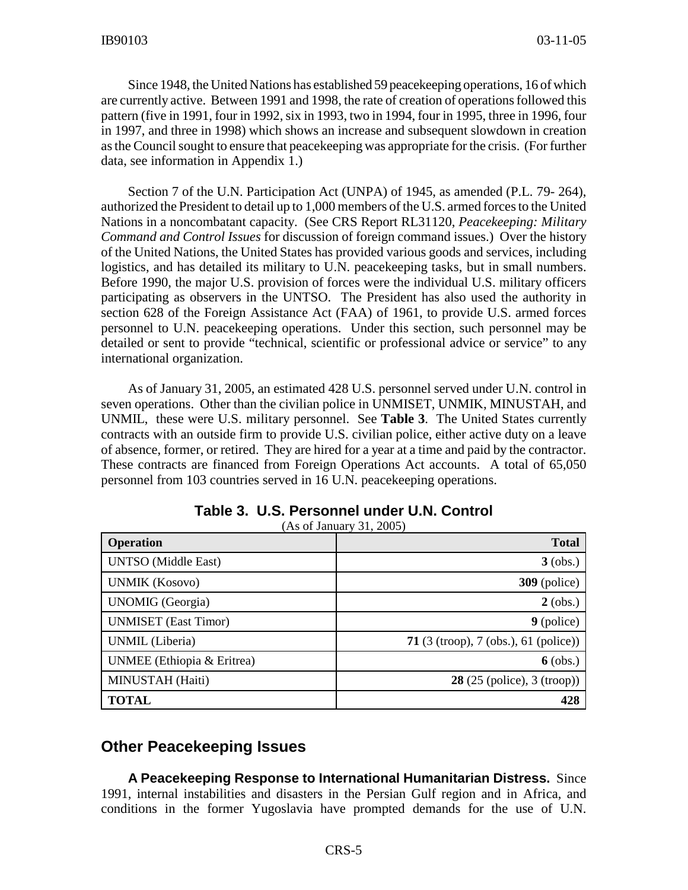Since 1948, the United Nations has established 59 peacekeeping operations, 16 of which are currently active. Between 1991 and 1998, the rate of creation of operations followed this pattern (five in 1991, four in 1992, six in 1993, two in 1994, four in 1995, three in 1996, four in 1997, and three in 1998) which shows an increase and subsequent slowdown in creation as the Council sought to ensure that peacekeeping was appropriate for the crisis. (For further data, see information in Appendix 1.)

Section 7 of the U.N. Participation Act (UNPA) of 1945, as amended (P.L. 79- 264), authorized the President to detail up to 1,000 members of the U.S. armed forces to the United Nations in a noncombatant capacity. (See CRS Report RL31120, *Peacekeeping: Military Command and Control Issues* for discussion of foreign command issues.) Over the history of the United Nations, the United States has provided various goods and services, including logistics, and has detailed its military to U.N. peacekeeping tasks, but in small numbers. Before 1990, the major U.S. provision of forces were the individual U.S. military officers participating as observers in the UNTSO. The President has also used the authority in section 628 of the Foreign Assistance Act (FAA) of 1961, to provide U.S. armed forces personnel to U.N. peacekeeping operations. Under this section, such personnel may be detailed or sent to provide "technical, scientific or professional advice or service" to any international organization.

As of January 31, 2005, an estimated 428 U.S. personnel served under U.N. control in seven operations. Other than the civilian police in UNMISET, UNMIK, MINUSTAH, and UNMIL, these were U.S. military personnel. See **Table 3**. The United States currently contracts with an outside firm to provide U.S. civilian police, either active duty on a leave of absence, former, or retired. They are hired for a year at a time and paid by the contractor. These contracts are financed from Foreign Operations Act accounts. A total of 65,050 personnel from 103 countries served in 16 U.N. peacekeeping operations.

**Table 3. U.S. Personnel under U.N. Control**
(As of January 31, 2005)

| Operation | Total |
|---|---:|
| UNTSO (Middle East) | **3** (obs.) |
| UNMIK (Kosovo) | **309** (police) |
| UNOMIG (Georgia) | **2** (obs.) |
| UNMISET (East Timor) | **9** (police) |
| UNMIL (Liberia) | **71** (3 (troop), 7 (obs.), 61 (police)) |
| UNMEE (Ethiopia & Eritrea) | **6** (obs.) |
| MINUSTAH (Haiti) | **28** (25 (police), 3 (troop)) |
| **TOTAL** | **428** |

## Other Peacekeeping Issues

**A Peacekeeping Response to International Humanitarian Distress.** Since 1991, internal instabilities and disasters in the Persian Gulf region and in Africa, and conditions in the former Yugoslavia have prompted demands for the use of U.N.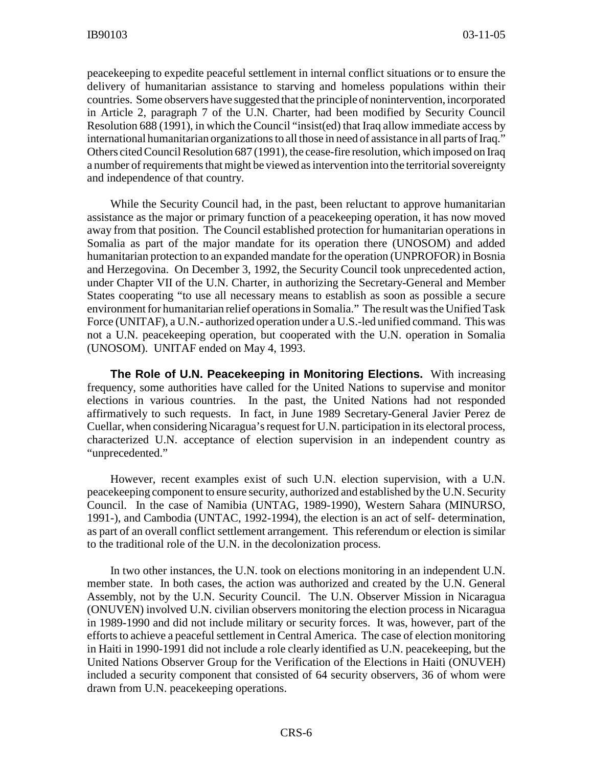peacekeeping to expedite peaceful settlement in internal conflict situations or to ensure the delivery of humanitarian assistance to starving and homeless populations within their countries. Some observers have suggested that the principle of nonintervention, incorporated in Article 2, paragraph 7 of the U.N. Charter, had been modified by Security Council Resolution 688 (1991), in which the Council "insist(ed) that Iraq allow immediate access by international humanitarian organizations to all those in need of assistance in all parts of Iraq." Others cited Council Resolution 687 (1991), the cease-fire resolution, which imposed on Iraq a number of requirements that might be viewed as intervention into the territorial sovereignty and independence of that country.

While the Security Council had, in the past, been reluctant to approve humanitarian assistance as the major or primary function of a peacekeeping operation, it has now moved away from that position. The Council established protection for humanitarian operations in Somalia as part of the major mandate for its operation there (UNOSOM) and added humanitarian protection to an expanded mandate for the operation (UNPROFOR) in Bosnia and Herzegovina. On December 3, 1992, the Security Council took unprecedented action, under Chapter VII of the U.N. Charter, in authorizing the Secretary-General and Member States cooperating "to use all necessary means to establish as soon as possible a secure environment for humanitarian relief operations in Somalia." The result was the Unified Task Force (UNITAF), a U.N.- authorized operation under a U.S.-led unified command. This was not a U.N. peacekeeping operation, but cooperated with the U.N. operation in Somalia (UNOSOM). UNITAF ended on May 4, 1993.

**The Role of U.N. Peacekeeping in Monitoring Elections.** With increasing frequency, some authorities have called for the United Nations to supervise and monitor elections in various countries. In the past, the United Nations had not responded affirmatively to such requests. In fact, in June 1989 Secretary-General Javier Perez de Cuellar, when considering Nicaragua's request for U.N. participation in its electoral process, characterized U.N. acceptance of election supervision in an independent country as "unprecedented."

However, recent examples exist of such U.N. election supervision, with a U.N. peacekeeping component to ensure security, authorized and established by the U.N. Security Council. In the case of Namibia (UNTAG, 1989-1990), Western Sahara (MINURSO, 1991-), and Cambodia (UNTAC, 1992-1994), the election is an act of self- determination, as part of an overall conflict settlement arrangement. This referendum or election is similar to the traditional role of the U.N. in the decolonization process.

In two other instances, the U.N. took on elections monitoring in an independent U.N. member state. In both cases, the action was authorized and created by the U.N. General Assembly, not by the U.N. Security Council. The U.N. Observer Mission in Nicaragua (ONUVEN) involved U.N. civilian observers monitoring the election process in Nicaragua in 1989-1990 and did not include military or security forces. It was, however, part of the efforts to achieve a peaceful settlement in Central America. The case of election monitoring in Haiti in 1990-1991 did not include a role clearly identified as U.N. peacekeeping, but the United Nations Observer Group for the Verification of the Elections in Haiti (ONUVEH) included a security component that consisted of 64 security observers, 36 of whom were drawn from U.N. peacekeeping operations.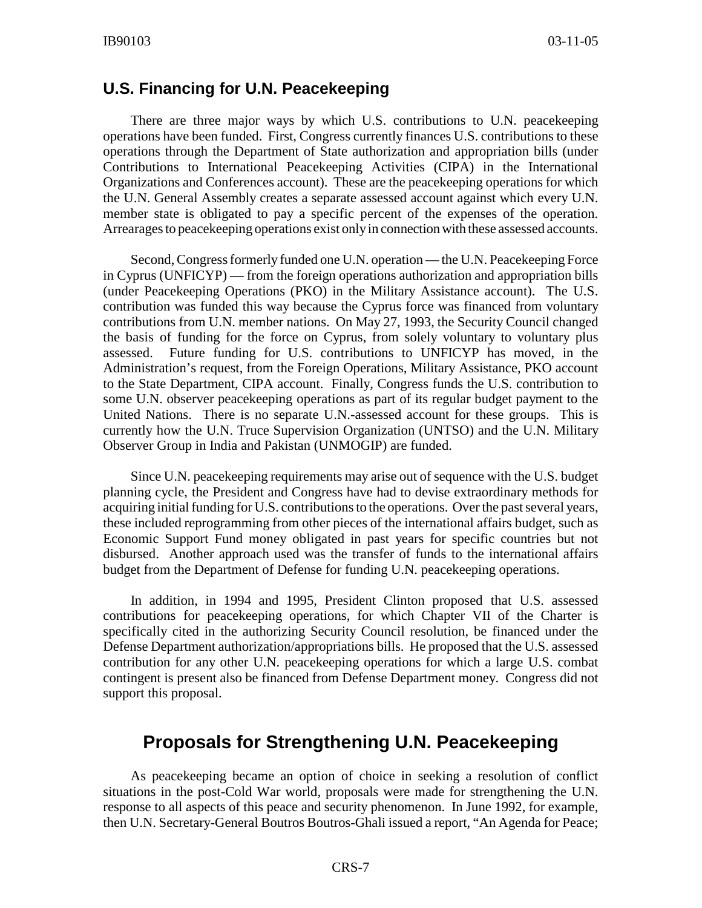## U.S. Financing for U.N. Peacekeeping

There are three major ways by which U.S. contributions to U.N. peacekeeping operations have been funded. First, Congress currently finances U.S. contributions to these operations through the Department of State authorization and appropriation bills (under Contributions to International Peacekeeping Activities (CIPA) in the International Organizations and Conferences account). These are the peacekeeping operations for which the U.N. General Assembly creates a separate assessed account against which every U.N. member state is obligated to pay a specific percent of the expenses of the operation. Arrearages to peacekeeping operations exist only in connection with these assessed accounts.

Second, Congress formerly funded one U.N. operation — the U.N. Peacekeeping Force in Cyprus (UNFICYP) — from the foreign operations authorization and appropriation bills (under Peacekeeping Operations (PKO) in the Military Assistance account). The U.S. contribution was funded this way because the Cyprus force was financed from voluntary contributions from U.N. member nations. On May 27, 1993, the Security Council changed the basis of funding for the force on Cyprus, from solely voluntary to voluntary plus assessed. Future funding for U.S. contributions to UNFICYP has moved, in the Administration's request, from the Foreign Operations, Military Assistance, PKO account to the State Department, CIPA account. Finally, Congress funds the U.S. contribution to some U.N. observer peacekeeping operations as part of its regular budget payment to the United Nations. There is no separate U.N.-assessed account for these groups. This is currently how the U.N. Truce Supervision Organization (UNTSO) and the U.N. Military Observer Group in India and Pakistan (UNMOGIP) are funded.

Since U.N. peacekeeping requirements may arise out of sequence with the U.S. budget planning cycle, the President and Congress have had to devise extraordinary methods for acquiring initial funding for U.S. contributions to the operations. Over the past several years, these included reprogramming from other pieces of the international affairs budget, such as Economic Support Fund money obligated in past years for specific countries but not disbursed. Another approach used was the transfer of funds to the international affairs budget from the Department of Defense for funding U.N. peacekeeping operations.

In addition, in 1994 and 1995, President Clinton proposed that U.S. assessed contributions for peacekeeping operations, for which Chapter VII of the Charter is specifically cited in the authorizing Security Council resolution, be financed under the Defense Department authorization/appropriations bills. He proposed that the U.S. assessed contribution for any other U.N. peacekeeping operations for which a large U.S. combat contingent is present also be financed from Defense Department money. Congress did not support this proposal.

# Proposals for Strengthening U.N. Peacekeeping

As peacekeeping became an option of choice in seeking a resolution of conflict situations in the post-Cold War world, proposals were made for strengthening the U.N. response to all aspects of this peace and security phenomenon. In June 1992, for example, then U.N. Secretary-General Boutros Boutros-Ghali issued a report, "An Agenda for Peace;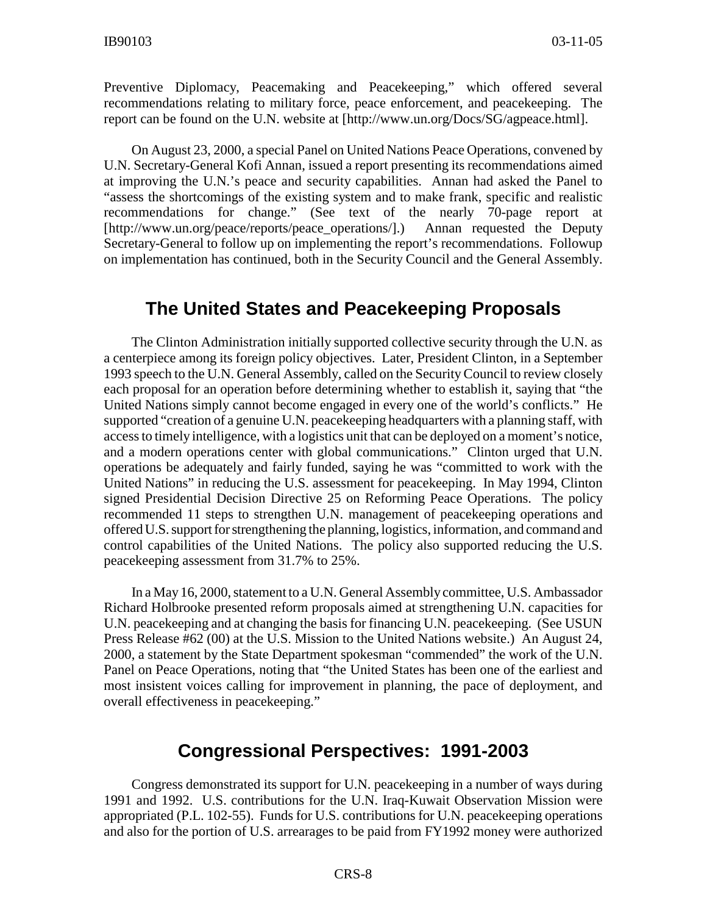Preventive Diplomacy, Peacemaking and Peacekeeping," which offered several recommendations relating to military force, peace enforcement, and peacekeeping. The report can be found on the U.N. website at [http://www.un.org/Docs/SG/agpeace.html].

On August 23, 2000, a special Panel on United Nations Peace Operations, convened by U.N. Secretary-General Kofi Annan, issued a report presenting its recommendations aimed at improving the U.N.'s peace and security capabilities. Annan had asked the Panel to "assess the shortcomings of the existing system and to make frank, specific and realistic recommendations for change." (See text of the nearly 70-page report at [http://www.un.org/peace/reports/peace_operations/].) Annan requested the Deputy Secretary-General to follow up on implementing the report's recommendations. Followup on implementation has continued, both in the Security Council and the General Assembly.

## The United States and Peacekeeping Proposals

The Clinton Administration initially supported collective security through the U.N. as a centerpiece among its foreign policy objectives. Later, President Clinton, in a September 1993 speech to the U.N. General Assembly, called on the Security Council to review closely each proposal for an operation before determining whether to establish it, saying that "the United Nations simply cannot become engaged in every one of the world's conflicts." He supported "creation of a genuine U.N. peacekeeping headquarters with a planning staff, with access to timely intelligence, with a logistics unit that can be deployed on a moment's notice, and a modern operations center with global communications." Clinton urged that U.N. operations be adequately and fairly funded, saying he was "committed to work with the United Nations" in reducing the U.S. assessment for peacekeeping. In May 1994, Clinton signed Presidential Decision Directive 25 on Reforming Peace Operations. The policy recommended 11 steps to strengthen U.N. management of peacekeeping operations and offered U.S. support for strengthening the planning, logistics, information, and command and control capabilities of the United Nations. The policy also supported reducing the U.S. peacekeeping assessment from 31.7% to 25%.

In a May 16, 2000, statement to a U.N. General Assembly committee, U.S. Ambassador Richard Holbrooke presented reform proposals aimed at strengthening U.N. capacities for U.N. peacekeeping and at changing the basis for financing U.N. peacekeeping. (See USUN Press Release #62 (00) at the U.S. Mission to the United Nations website.) An August 24, 2000, a statement by the State Department spokesman "commended" the work of the U.N. Panel on Peace Operations, noting that "the United States has been one of the earliest and most insistent voices calling for improvement in planning, the pace of deployment, and overall effectiveness in peacekeeping."

## Congressional Perspectives: 1991-2003

Congress demonstrated its support for U.N. peacekeeping in a number of ways during 1991 and 1992. U.S. contributions for the U.N. Iraq-Kuwait Observation Mission were appropriated (P.L. 102-55). Funds for U.S. contributions for U.N. peacekeeping operations and also for the portion of U.S. arrearages to be paid from FY1992 money were authorized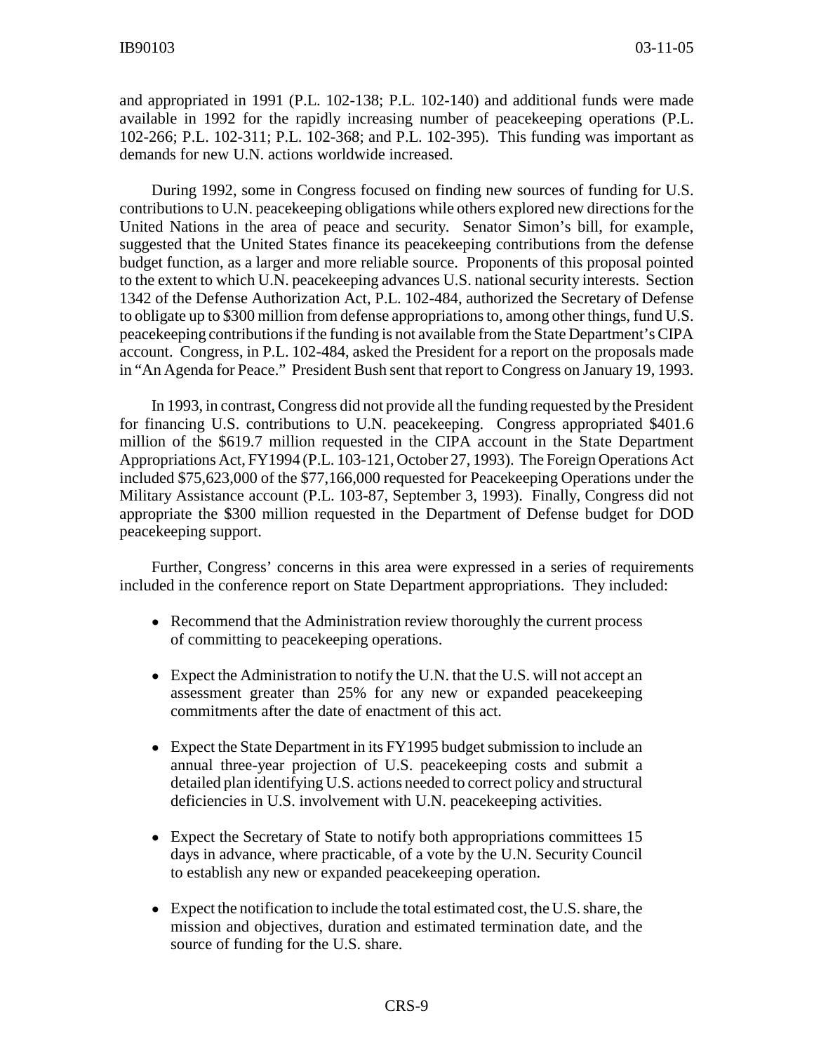and appropriated in 1991 (P.L. 102-138; P.L. 102-140) and additional funds were made available in 1992 for the rapidly increasing number of peacekeeping operations (P.L. 102-266; P.L. 102-311; P.L. 102-368; and P.L. 102-395). This funding was important as demands for new U.N. actions worldwide increased.

During 1992, some in Congress focused on finding new sources of funding for U.S. contributions to U.N. peacekeeping obligations while others explored new directions for the United Nations in the area of peace and security. Senator Simon's bill, for example, suggested that the United States finance its peacekeeping contributions from the defense budget function, as a larger and more reliable source. Proponents of this proposal pointed to the extent to which U.N. peacekeeping advances U.S. national security interests. Section 1342 of the Defense Authorization Act, P.L. 102-484, authorized the Secretary of Defense to obligate up to $300 million from defense appropriations to, among other things, fund U.S. peacekeeping contributions if the funding is not available from the State Department's CIPA account. Congress, in P.L. 102-484, asked the President for a report on the proposals made in "An Agenda for Peace." President Bush sent that report to Congress on January 19, 1993.

In 1993, in contrast, Congress did not provide all the funding requested by the President for financing U.S. contributions to U.N. peacekeeping. Congress appropriated $401.6 million of the $619.7 million requested in the CIPA account in the State Department Appropriations Act, FY1994 (P.L. 103-121, October 27, 1993). The Foreign Operations Act included $75,623,000 of the $77,166,000 requested for Peacekeeping Operations under the Military Assistance account (P.L. 103-87, September 3, 1993). Finally, Congress did not appropriate the $300 million requested in the Department of Defense budget for DOD peacekeeping support.

Further, Congress' concerns in this area were expressed in a series of requirements included in the conference report on State Department appropriations. They included:

- Recommend that the Administration review thoroughly the current process of committing to peacekeeping operations.
- Expect the Administration to notify the U.N. that the U.S. will not accept an assessment greater than 25% for any new or expanded peacekeeping commitments after the date of enactment of this act.
- Expect the State Department in its FY1995 budget submission to include an annual three-year projection of U.S. peacekeeping costs and submit a detailed plan identifying U.S. actions needed to correct policy and structural deficiencies in U.S. involvement with U.N. peacekeeping activities.
- Expect the Secretary of State to notify both appropriations committees 15 days in advance, where practicable, of a vote by the U.N. Security Council to establish any new or expanded peacekeeping operation.
- Expect the notification to include the total estimated cost, the U.S. share, the mission and objectives, duration and estimated termination date, and the source of funding for the U.S. share.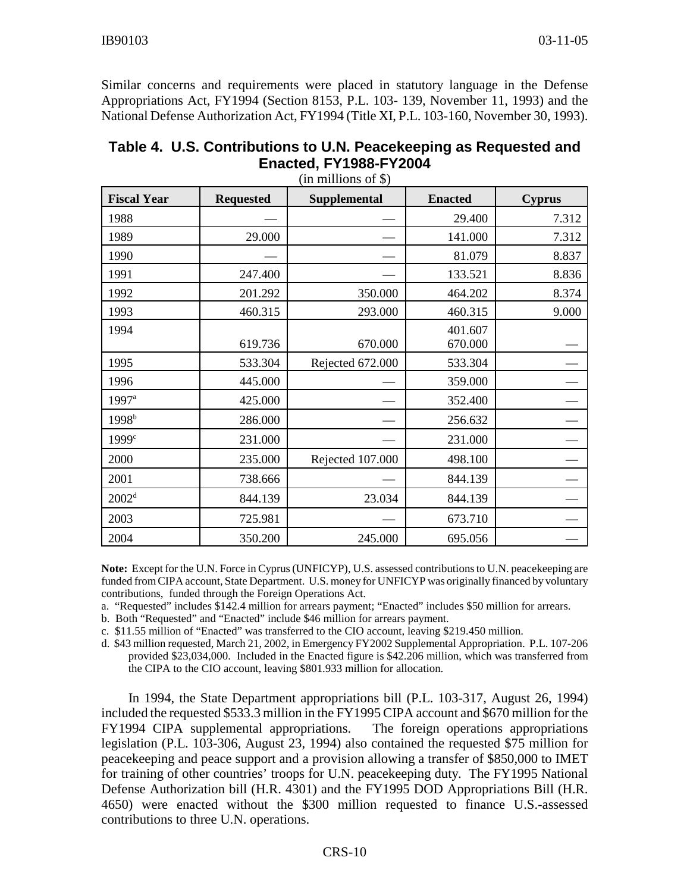Similar concerns and requirements were placed in statutory language in the Defense Appropriations Act, FY1994 (Section 8153, P.L. 103- 139, November 11, 1993) and the National Defense Authorization Act, FY1994 (Title XI, P.L. 103-160, November 30, 1993).

**Table 4. U.S. Contributions to U.N. Peacekeeping as Requested and Enacted, FY1988-FY2004**

(in millions of $)

| Fiscal Year | Requested | Supplemental | Enacted | Cyprus |
|---|---|---|---|---|
| 1988 | — | — | 29.400 | 7.312 |
| 1989 | 29.000 | — | 141.000 | 7.312 |
| 1990 | — | — | 81.079 | 8.837 |
| 1991 | 247.400 | — | 133.521 | 8.836 |
| 1992 | 201.292 | 350.000 | 464.202 | 8.374 |
| 1993 | 460.315 | 293.000 | 460.315 | 9.000 |
| 1994 | 619.736 | 670.000 | 401.607<br>670.000 | — |
| 1995 | 533.304 | Rejected 672.000 | 533.304 | — |
| 1996 | 445.000 | — | 359.000 | — |
| 1997[a] | 425.000 | — | 352.400 | — |
| 1998[b] | 286.000 | — | 256.632 | — |
| 1999[c] | 231.000 | — | 231.000 | — |
| 2000 | 235.000 | Rejected 107.000 | 498.100 | — |
| 2001 | 738.666 | — | 844.139 | — |
| 2002[d] | 844.139 | 23.034 | 844.139 | — |
| 2003 | 725.981 | — | 673.710 | — |
| 2004 | 350.200 | 245.000 | 695.056 | — |

**Note:** Except for the U.N. Force in Cyprus (UNFICYP), U.S. assessed contributions to U.N. peacekeeping are funded from CIPA account, State Department. U.S. money for UNFICYP was originally financed by voluntary contributions, funded through the Foreign Operations Act.

a. "Requested" includes $142.4 million for arrears payment; "Enacted" includes $50 million for arrears.

b. Both "Requested" and "Enacted" include $46 million for arrears payment.

c. $11.55 million of "Enacted" was transferred to the CIO account, leaving $219.450 million.

d. $43 million requested, March 21, 2002, in Emergency FY2002 Supplemental Appropriation. P.L. 107-206 provided $23,034,000. Included in the Enacted figure is $42.206 million, which was transferred from the CIPA to the CIO account, leaving $801.933 million for allocation.

In 1994, the State Department appropriations bill (P.L. 103-317, August 26, 1994) included the requested $533.3 million in the FY1995 CIPA account and $670 million for the FY1994 CIPA supplemental appropriations. The foreign operations appropriations legislation (P.L. 103-306, August 23, 1994) also contained the requested $75 million for peacekeeping and peace support and a provision allowing a transfer of $850,000 to IMET for training of other countries' troops for U.N. peacekeeping duty. The FY1995 National Defense Authorization bill (H.R. 4301) and the FY1995 DOD Appropriations Bill (H.R. 4650) were enacted without the $300 million requested to finance U.S.-assessed contributions to three U.N. operations.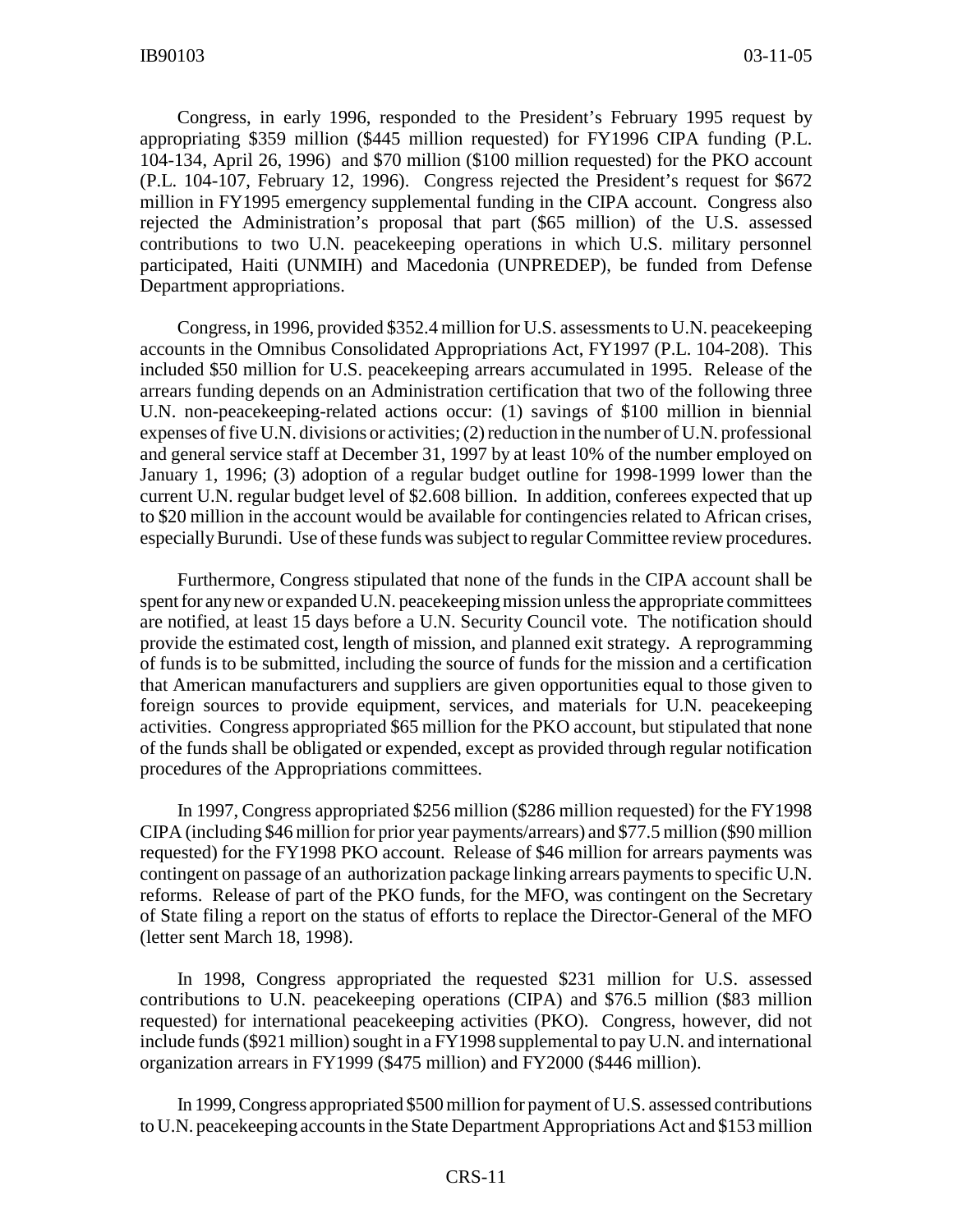Congress, in early 1996, responded to the President's February 1995 request by appropriating $359 million ($445 million requested) for FY1996 CIPA funding (P.L. 104-134, April 26, 1996) and $70 million ($100 million requested) for the PKO account (P.L. 104-107, February 12, 1996). Congress rejected the President's request for $672 million in FY1995 emergency supplemental funding in the CIPA account. Congress also rejected the Administration's proposal that part ($65 million) of the U.S. assessed contributions to two U.N. peacekeeping operations in which U.S. military personnel participated, Haiti (UNMIH) and Macedonia (UNPREDEP), be funded from Defense Department appropriations.

Congress, in 1996, provided $352.4 million for U.S. assessments to U.N. peacekeeping accounts in the Omnibus Consolidated Appropriations Act, FY1997 (P.L. 104-208). This included $50 million for U.S. peacekeeping arrears accumulated in 1995. Release of the arrears funding depends on an Administration certification that two of the following three U.N. non-peacekeeping-related actions occur: (1) savings of $100 million in biennial expenses of five U.N. divisions or activities; (2) reduction in the number of U.N. professional and general service staff at December 31, 1997 by at least 10% of the number employed on January 1, 1996; (3) adoption of a regular budget outline for 1998-1999 lower than the current U.N. regular budget level of $2.608 billion. In addition, conferees expected that up to $20 million in the account would be available for contingencies related to African crises, especially Burundi. Use of these funds was subject to regular Committee review procedures.

Furthermore, Congress stipulated that none of the funds in the CIPA account shall be spent for any new or expanded U.N. peacekeeping mission unless the appropriate committees are notified, at least 15 days before a U.N. Security Council vote. The notification should provide the estimated cost, length of mission, and planned exit strategy. A reprogramming of funds is to be submitted, including the source of funds for the mission and a certification that American manufacturers and suppliers are given opportunities equal to those given to foreign sources to provide equipment, services, and materials for U.N. peacekeeping activities. Congress appropriated $65 million for the PKO account, but stipulated that none of the funds shall be obligated or expended, except as provided through regular notification procedures of the Appropriations committees.

In 1997, Congress appropriated $256 million ($286 million requested) for the FY1998 CIPA (including $46 million for prior year payments/arrears) and $77.5 million ($90 million requested) for the FY1998 PKO account. Release of $46 million for arrears payments was contingent on passage of an authorization package linking arrears payments to specific U.N. reforms. Release of part of the PKO funds, for the MFO, was contingent on the Secretary of State filing a report on the status of efforts to replace the Director-General of the MFO (letter sent March 18, 1998).

In 1998, Congress appropriated the requested $231 million for U.S. assessed contributions to U.N. peacekeeping operations (CIPA) and $76.5 million ($83 million requested) for international peacekeeping activities (PKO). Congress, however, did not include funds ($921 million) sought in a FY1998 supplemental to pay U.N. and international organization arrears in FY1999 ($475 million) and FY2000 ($446 million).

In 1999, Congress appropriated $500 million for payment of U.S. assessed contributions to U.N. peacekeeping accounts in the State Department Appropriations Act and $153 million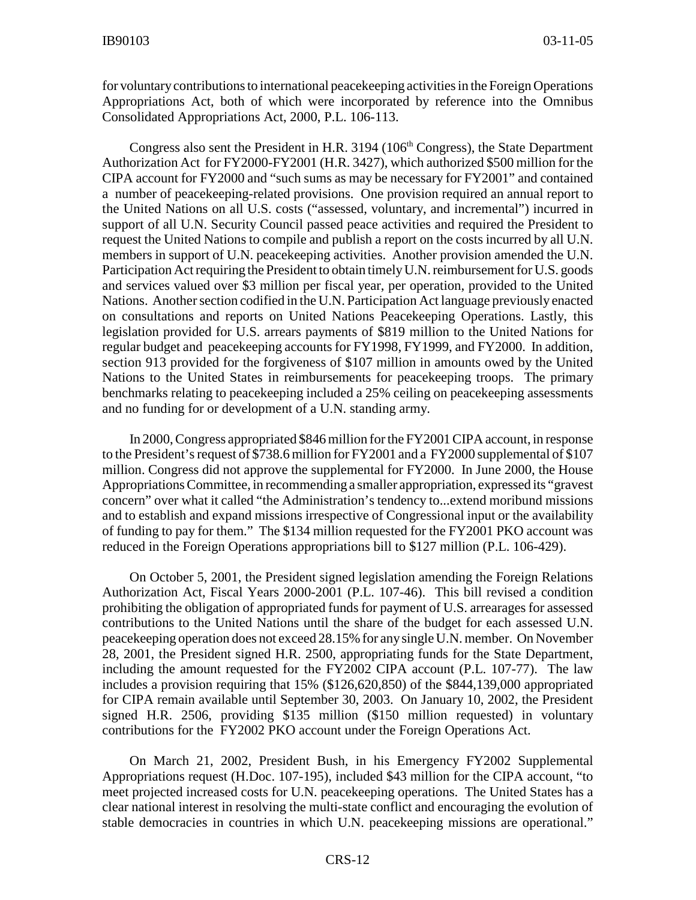for voluntary contributions to international peacekeeping activities in the Foreign Operations Appropriations Act, both of which were incorporated by reference into the Omnibus Consolidated Appropriations Act, 2000, P.L. 106-113.

Congress also sent the President in H.R. 3194 (106th Congress), the State Department Authorization Act for FY2000-FY2001 (H.R. 3427), which authorized $500 million for the CIPA account for FY2000 and "such sums as may be necessary for FY2001" and contained a number of peacekeeping-related provisions. One provision required an annual report to the United Nations on all U.S. costs ("assessed, voluntary, and incremental") incurred in support of all U.N. Security Council passed peace activities and required the President to request the United Nations to compile and publish a report on the costs incurred by all U.N. members in support of U.N. peacekeeping activities. Another provision amended the U.N. Participation Act requiring the President to obtain timely U.N. reimbursement for U.S. goods and services valued over $3 million per fiscal year, per operation, provided to the United Nations. Another section codified in the U.N. Participation Act language previously enacted on consultations and reports on United Nations Peacekeeping Operations. Lastly, this legislation provided for U.S. arrears payments of $819 million to the United Nations for regular budget and peacekeeping accounts for FY1998, FY1999, and FY2000. In addition, section 913 provided for the forgiveness of $107 million in amounts owed by the United Nations to the United States in reimbursements for peacekeeping troops. The primary benchmarks relating to peacekeeping included a 25% ceiling on peacekeeping assessments and no funding for or development of a U.N. standing army.

In 2000, Congress appropriated $846 million for the FY2001 CIPA account, in response to the President's request of $738.6 million for FY2001 and a FY2000 supplemental of $107 million. Congress did not approve the supplemental for FY2000. In June 2000, the House Appropriations Committee, in recommending a smaller appropriation, expressed its "gravest concern" over what it called "the Administration's tendency to...extend moribund missions and to establish and expand missions irrespective of Congressional input or the availability of funding to pay for them." The $134 million requested for the FY2001 PKO account was reduced in the Foreign Operations appropriations bill to $127 million (P.L. 106-429).

On October 5, 2001, the President signed legislation amending the Foreign Relations Authorization Act, Fiscal Years 2000-2001 (P.L. 107-46). This bill revised a condition prohibiting the obligation of appropriated funds for payment of U.S. arrearages for assessed contributions to the United Nations until the share of the budget for each assessed U.N. peacekeeping operation does not exceed 28.15% for any single U.N. member. On November 28, 2001, the President signed H.R. 2500, appropriating funds for the State Department, including the amount requested for the FY2002 CIPA account (P.L. 107-77). The law includes a provision requiring that 15% ($126,620,850) of the $844,139,000 appropriated for CIPA remain available until September 30, 2003. On January 10, 2002, the President signed H.R. 2506, providing $135 million ($150 million requested) in voluntary contributions for the FY2002 PKO account under the Foreign Operations Act.

On March 21, 2002, President Bush, in his Emergency FY2002 Supplemental Appropriations request (H.Doc. 107-195), included $43 million for the CIPA account, "to meet projected increased costs for U.N. peacekeeping operations. The United States has a clear national interest in resolving the multi-state conflict and encouraging the evolution of stable democracies in countries in which U.N. peacekeeping missions are operational."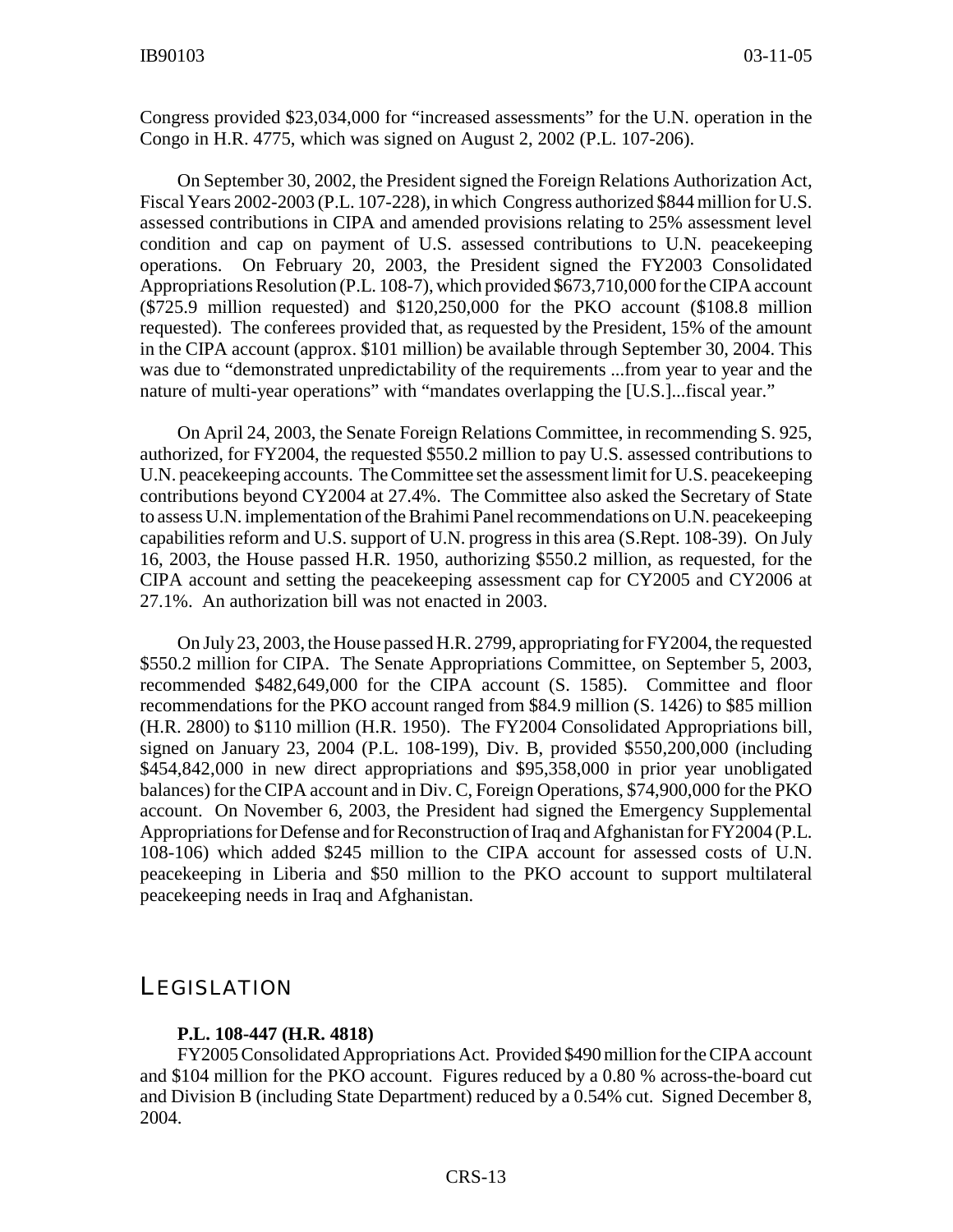Congress provided $23,034,000 for "increased assessments" for the U.N. operation in the Congo in H.R. 4775, which was signed on August 2, 2002 (P.L. 107-206).

On September 30, 2002, the President signed the Foreign Relations Authorization Act, Fiscal Years 2002-2003 (P.L. 107-228), in which Congress authorized $844 million for U.S. assessed contributions in CIPA and amended provisions relating to 25% assessment level condition and cap on payment of U.S. assessed contributions to U.N. peacekeeping operations. On February 20, 2003, the President signed the FY2003 Consolidated Appropriations Resolution (P.L. 108-7), which provided $673,710,000 for the CIPA account ($725.9 million requested) and $120,250,000 for the PKO account ($108.8 million requested). The conferees provided that, as requested by the President, 15% of the amount in the CIPA account (approx. $101 million) be available through September 30, 2004. This was due to "demonstrated unpredictability of the requirements ...from year to year and the nature of multi-year operations" with "mandates overlapping the [U.S.]...fiscal year."

On April 24, 2003, the Senate Foreign Relations Committee, in recommending S. 925, authorized, for FY2004, the requested $550.2 million to pay U.S. assessed contributions to U.N. peacekeeping accounts. The Committee set the assessment limit for U.S. peacekeeping contributions beyond CY2004 at 27.4%. The Committee also asked the Secretary of State to assess U.N. implementation of the Brahimi Panel recommendations on U.N. peacekeeping capabilities reform and U.S. support of U.N. progress in this area (S.Rept. 108-39). On July 16, 2003, the House passed H.R. 1950, authorizing $550.2 million, as requested, for the CIPA account and setting the peacekeeping assessment cap for CY2005 and CY2006 at 27.1%. An authorization bill was not enacted in 2003.

On July 23, 2003, the House passed H.R. 2799, appropriating for FY2004, the requested $550.2 million for CIPA. The Senate Appropriations Committee, on September 5, 2003, recommended $482,649,000 for the CIPA account (S. 1585). Committee and floor recommendations for the PKO account ranged from $84.9 million (S. 1426) to $85 million (H.R. 2800) to $110 million (H.R. 1950). The FY2004 Consolidated Appropriations bill, signed on January 23, 2004 (P.L. 108-199), Div. B, provided $550,200,000 (including $454,842,000 in new direct appropriations and $95,358,000 in prior year unobligated balances) for the CIPA account and in Div. C, Foreign Operations, $74,900,000 for the PKO account. On November 6, 2003, the President had signed the Emergency Supplemental Appropriations for Defense and for Reconstruction of Iraq and Afghanistan for FY2004 (P.L. 108-106) which added $245 million to the CIPA account for assessed costs of U.N. peacekeeping in Liberia and $50 million to the PKO account to support multilateral peacekeeping needs in Iraq and Afghanistan.

## LEGISLATION

**P.L. 108-447 (H.R. 4818)**

FY2005 Consolidated Appropriations Act. Provided $490 million for the CIPA account and $104 million for the PKO account. Figures reduced by a 0.80 % across-the-board cut and Division B (including State Department) reduced by a 0.54% cut. Signed December 8, 2004.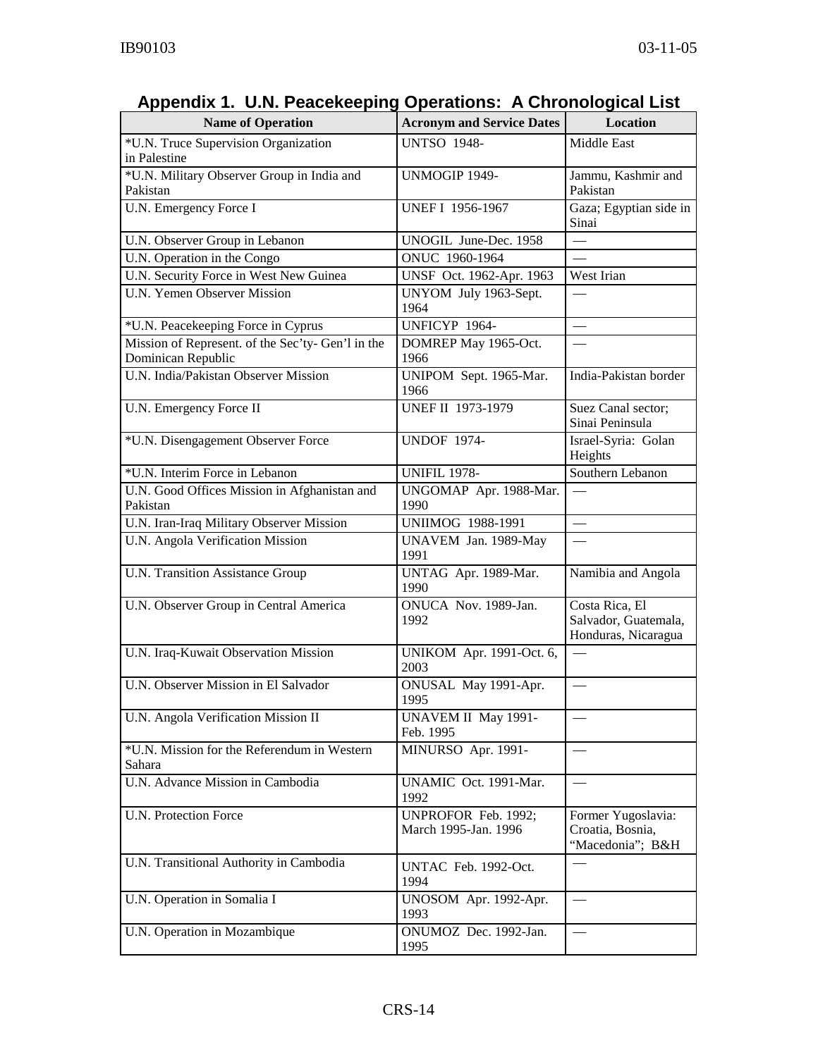# Appendix 1. U.N. Peacekeeping Operations: A Chronological List

| Name of Operation | Acronym and Service Dates | Location |
|---|---|---|
| *U.N. Truce Supervision Organization in Palestine | UNTSO 1948- | Middle East |
| *U.N. Military Observer Group in India and Pakistan | UNMOGIP 1949- | Jammu, Kashmir and Pakistan |
| U.N. Emergency Force I | UNEF I 1956-1967 | Gaza; Egyptian side in Sinai |
| U.N. Observer Group in Lebanon | UNOGIL June-Dec. 1958 | — |
| U.N. Operation in the Congo | ONUC 1960-1964 | — |
| U.N. Security Force in West New Guinea | UNSF Oct. 1962-Apr. 1963 | West Irian |
| U.N. Yemen Observer Mission | UNYOM July 1963-Sept. 1964 | — |
| *U.N. Peacekeeping Force in Cyprus | UNFICYP 1964- | — |
| Mission of Represent. of the Sec'ty- Gen'l in the Dominican Republic | DOMREP May 1965-Oct. 1966 | — |
| U.N. India/Pakistan Observer Mission | UNIPOM Sept. 1965-Mar. 1966 | India-Pakistan border |
| U.N. Emergency Force II | UNEF II 1973-1979 | Suez Canal sector; Sinai Peninsula |
| *U.N. Disengagement Observer Force | UNDOF 1974- | Israel-Syria: Golan Heights |
| *U.N. Interim Force in Lebanon | UNIFIL 1978- | Southern Lebanon |
| U.N. Good Offices Mission in Afghanistan and Pakistan | UNGOMAP Apr. 1988-Mar. 1990 | — |
| U.N. Iran-Iraq Military Observer Mission | UNIIMOG 1988-1991 | — |
| U.N. Angola Verification Mission | UNAVEM Jan. 1989-May 1991 | — |
| U.N. Transition Assistance Group | UNTAG Apr. 1989-Mar. 1990 | Namibia and Angola |
| U.N. Observer Group in Central America | ONUCA Nov. 1989-Jan. 1992 | Costa Rica, El Salvador, Guatemala, Honduras, Nicaragua |
| U.N. Iraq-Kuwait Observation Mission | UNIKOM Apr. 1991-Oct. 6, 2003 | — |
| U.N. Observer Mission in El Salvador | ONUSAL May 1991-Apr. 1995 | — |
| U.N. Angola Verification Mission II | UNAVEM II May 1991-Feb. 1995 | — |
| *U.N. Mission for the Referendum in Western Sahara | MINURSO Apr. 1991- | — |
| U.N. Advance Mission in Cambodia | UNAMIC Oct. 1991-Mar. 1992 | — |
| U.N. Protection Force | UNPROFOR Feb. 1992; March 1995-Jan. 1996 | Former Yugoslavia: Croatia, Bosnia, "Macedonia"; B&H |
| U.N. Transitional Authority in Cambodia | UNTAC Feb. 1992-Oct. 1994 | — |
| U.N. Operation in Somalia I | UNOSOM Apr. 1992-Apr. 1993 | — |
| U.N. Operation in Mozambique | ONUMOZ Dec. 1992-Jan. 1995 | — |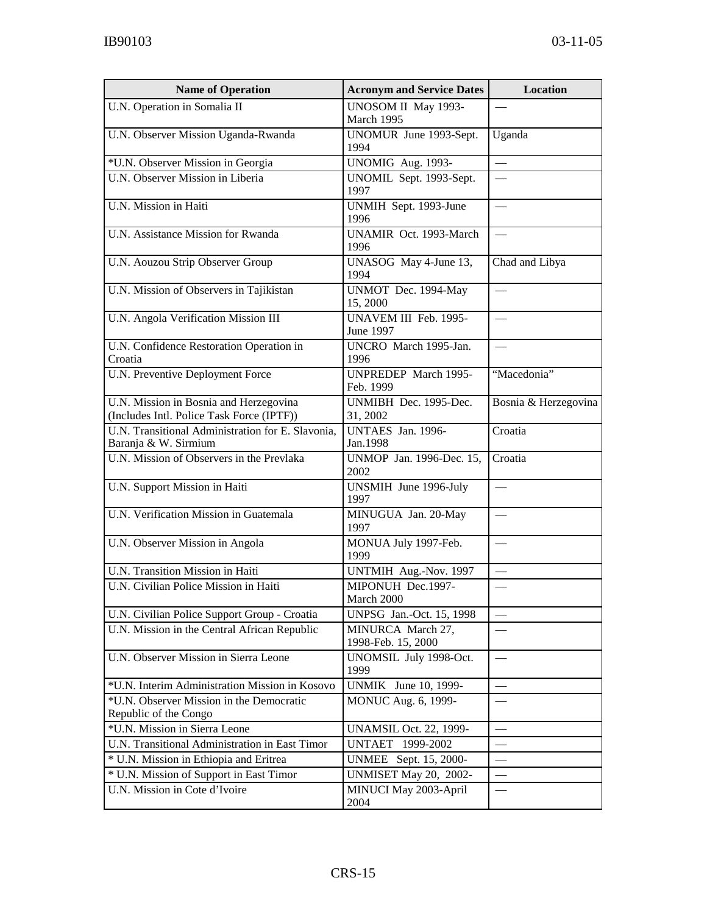| Name of Operation | Acronym and Service Dates | Location |
| --- | --- | --- |
| U.N. Operation in Somalia II | UNOSOM II May 1993-March 1995 | — |
| U.N. Observer Mission Uganda-Rwanda | UNOMUR June 1993-Sept. 1994 | Uganda |
| *U.N. Observer Mission in Georgia | UNOMIG Aug. 1993- | — |
| U.N. Observer Mission in Liberia | UNOMIL Sept. 1993-Sept. 1997 | — |
| U.N. Mission in Haiti | UNMIH Sept. 1993-June 1996 | — |
| U.N. Assistance Mission for Rwanda | UNAMIR Oct. 1993-March 1996 | — |
| U.N. Aouzou Strip Observer Group | UNASOG May 4-June 13, 1994 | Chad and Libya |
| U.N. Mission of Observers in Tajikistan | UNMOT Dec. 1994-May 15, 2000 | — |
| U.N. Angola Verification Mission III | UNAVEM III Feb. 1995-June 1997 | — |
| U.N. Confidence Restoration Operation in Croatia | UNCRO March 1995-Jan. 1996 | — |
| U.N. Preventive Deployment Force | UNPREDEP March 1995-Feb. 1999 | "Macedonia" |
| U.N. Mission in Bosnia and Herzegovina (Includes Intl. Police Task Force (IPTF)) | UNMIBH Dec. 1995-Dec. 31, 2002 | Bosnia & Herzegovina |
| U.N. Transitional Administration for E. Slavonia, Baranja & W. Sirmium | UNTAES Jan. 1996-Jan.1998 | Croatia |
| U.N. Mission of Observers in the Prevlaka | UNMOP Jan. 1996-Dec. 15, 2002 | Croatia |
| U.N. Support Mission in Haiti | UNSMIH June 1996-July 1997 | — |
| U.N. Verification Mission in Guatemala | MINUGUA Jan. 20-May 1997 | — |
| U.N. Observer Mission in Angola | MONUA July 1997-Feb. 1999 | — |
| U.N. Transition Mission in Haiti | UNTMIH Aug.-Nov. 1997 | — |
| U.N. Civilian Police Mission in Haiti | MIPONUH Dec.1997-March 2000 | — |
| U.N. Civilian Police Support Group - Croatia | UNPSG Jan.-Oct. 15, 1998 | — |
| U.N. Mission in the Central African Republic | MINURCA March 27, 1998-Feb. 15, 2000 | — |
| U.N. Observer Mission in Sierra Leone | UNOMSIL July 1998-Oct. 1999 | — |
| *U.N. Interim Administration Mission in Kosovo | UNMIK June 10, 1999- | — |
| *U.N. Observer Mission in the Democratic Republic of the Congo | MONUC Aug. 6, 1999- | — |
| *U.N. Mission in Sierra Leone | UNAMSIL Oct. 22, 1999- | — |
| U.N. Transitional Administration in East Timor | UNTAET 1999-2002 | — |
| * U.N. Mission in Ethiopia and Eritrea | UNMEE Sept. 15, 2000- | — |
| * U.N. Mission of Support in East Timor | UNMISET May 20, 2002- | — |
| U.N. Mission in Cote d'Ivoire | MINUCI May 2003-April 2004 | — |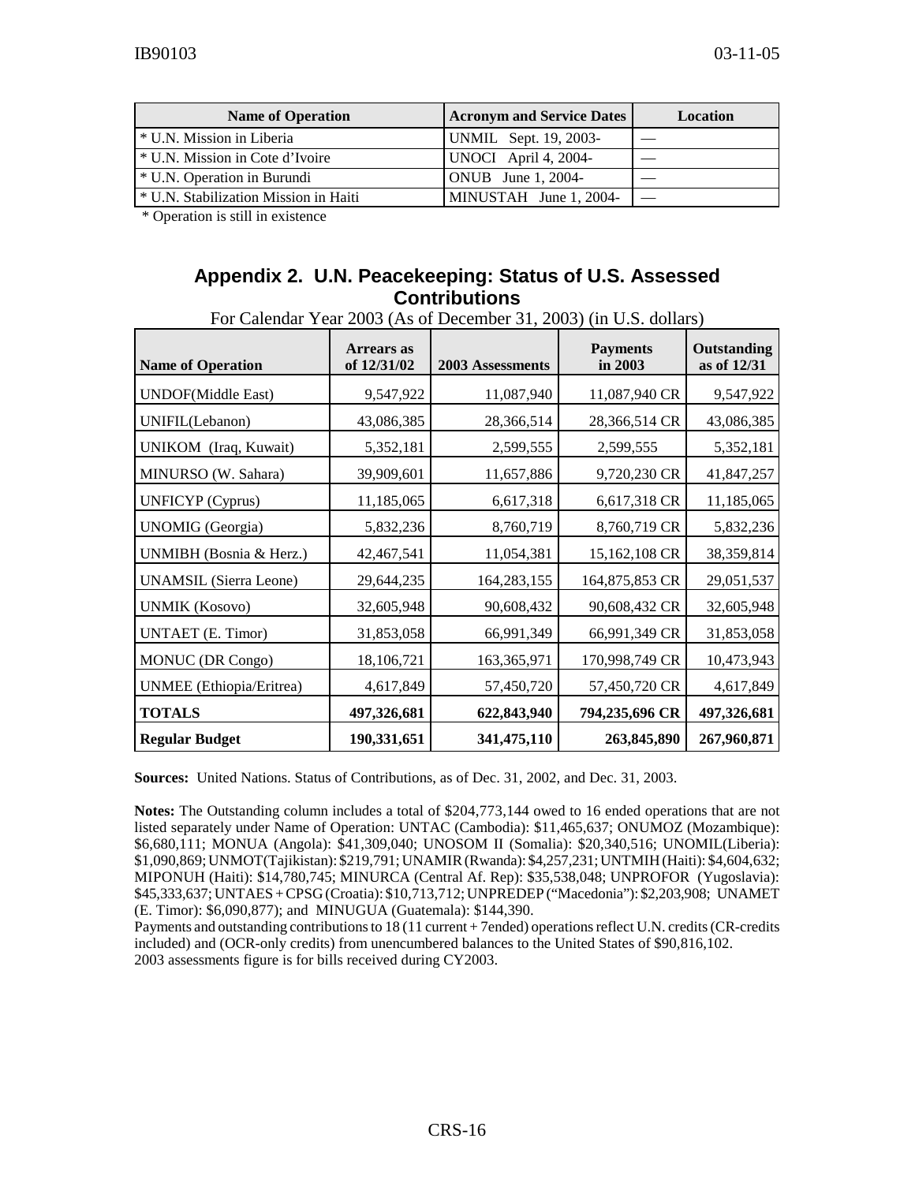| Name of Operation | Acronym and Service Dates | Location |
| --- | --- | --- |
| * U.N. Mission in Liberia | UNMIL Sept. 19, 2003- | — |
| * U.N. Mission in Cote d'Ivoire | UNOCI April 4, 2004- | — |
| * U.N. Operation in Burundi | ONUB June 1, 2004- | — |
| * U.N. Stabilization Mission in Haiti | MINUSTAH June 1, 2004- | — |

* Operation is still in existence

## Appendix 2. U.N. Peacekeeping: Status of U.S. Assessed Contributions

For Calendar Year 2003 (As of December 31, 2003) (in U.S. dollars)

| Name of Operation | Arrears as of 12/31/02 | 2003 Assessments | Payments in 2003 | Outstanding as of 12/31 |
| --- | --- | --- | --- | --- |
| UNDOF(Middle East) | 9,547,922 | 11,087,940 | 11,087,940 CR | 9,547,922 |
| UNIFIL(Lebanon) | 43,086,385 | 28,366,514 | 28,366,514 CR | 43,086,385 |
| UNIKOM (Iraq, Kuwait) | 5,352,181 | 2,599,555 | 2,599,555 | 5,352,181 |
| MINURSO (W. Sahara) | 39,909,601 | 11,657,886 | 9,720,230 CR | 41,847,257 |
| UNFICYP (Cyprus) | 11,185,065 | 6,617,318 | 6,617,318 CR | 11,185,065 |
| UNOMIG (Georgia) | 5,832,236 | 8,760,719 | 8,760,719 CR | 5,832,236 |
| UNMIBH (Bosnia & Herz.) | 42,467,541 | 11,054,381 | 15,162,108 CR | 38,359,814 |
| UNAMSIL (Sierra Leone) | 29,644,235 | 164,283,155 | 164,875,853 CR | 29,051,537 |
| UNMIK (Kosovo) | 32,605,948 | 90,608,432 | 90,608,432 CR | 32,605,948 |
| UNTAET (E. Timor) | 31,853,058 | 66,991,349 | 66,991,349 CR | 31,853,058 |
| MONUC (DR Congo) | 18,106,721 | 163,365,971 | 170,998,749 CR | 10,473,943 |
| UNMEE (Ethiopia/Eritrea) | 4,617,849 | 57,450,720 | 57,450,720 CR | 4,617,849 |
| **TOTALS** | **497,326,681** | **622,843,940** | **794,235,696 CR** | **497,326,681** |
| **Regular Budget** | **190,331,651** | **341,475,110** | **263,845,890** | **267,960,871** |

**Sources:** United Nations. Status of Contributions, as of Dec. 31, 2002, and Dec. 31, 2003.

**Notes:** The Outstanding column includes a total of $204,773,144 owed to 16 ended operations that are not listed separately under Name of Operation: UNTAC (Cambodia): $11,465,637; ONUMOZ (Mozambique): $6,680,111; MONUA (Angola): $41,309,040; UNOSOM II (Somalia): $20,340,516; UNOMIL(Liberia): $1,090,869; UNMOT(Tajikistan): $219,791; UNAMIR (Rwanda): $4,257,231; UNTMIH (Haiti): $4,604,632; MIPONUH (Haiti): $14,780,745; MINURCA (Central Af. Rep): $35,538,048; UNPROFOR (Yugoslavia): $45,333,637; UNTAES + CPSG (Croatia): $10,713,712; UNPREDEP ("Macedonia"): $2,203,908; UNAMET (E. Timor): $6,090,877); and MINUGUA (Guatemala): $144,390.

Payments and outstanding contributions to 18 (11 current + 7ended) operations reflect U.N. credits (CR-credits included) and (OCR-only credits) from unencumbered balances to the United States of $90,816,102.

2003 assessments figure is for bills received during CY2003.